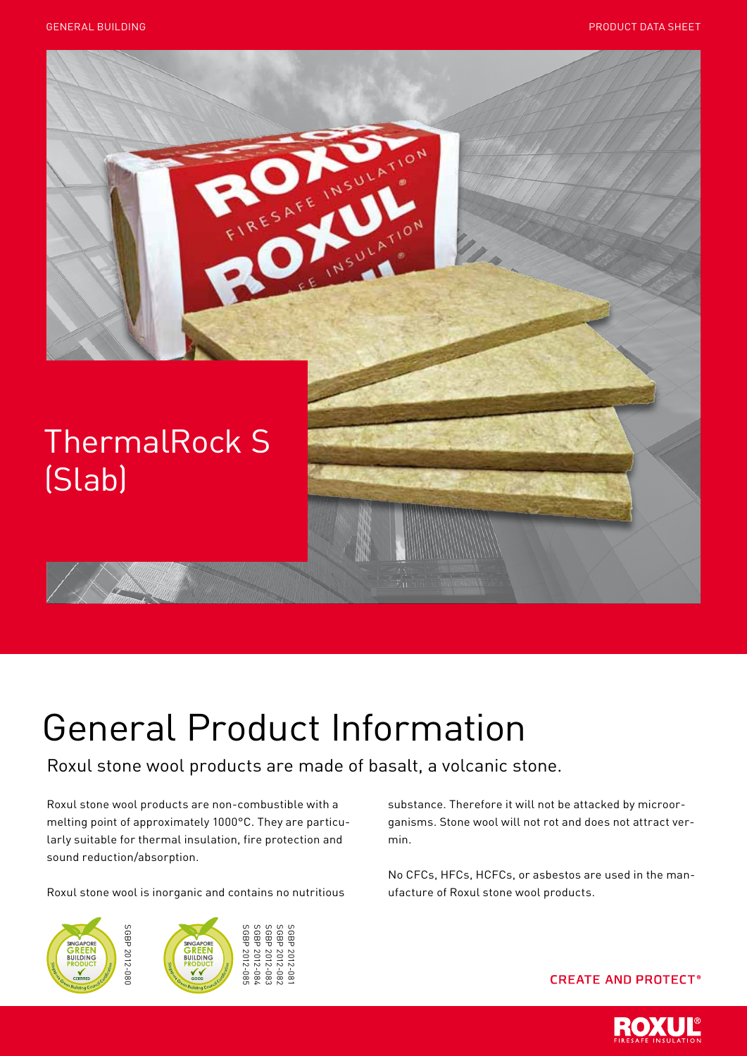# ThermalRock S (Slab)

## General Product Information

### Roxul stone wool products are made of basalt, a volcanic stone.

Roxul stone wool products are non-combustible with a melting point of approximately 1000°C. They are particularly suitable for thermal insulation, fire protection and sound reduction/absorption.

Roxul stone wool is inorganic and contains no nutritious substance. Therefore it will not be attacked by microorganisms. Stone wool will not rot and does not attract vermin.

No CFCs, HFCs, HCFCs, or asbestos are used in the manufacture of Roxul stone wool products.

SGBP 2012-080

SGBP 2012-081
SGBP 2012-082
SGBP 2012-083
SGBP 2012-084
SGBP 2012-085

CREATE AND PROTECT®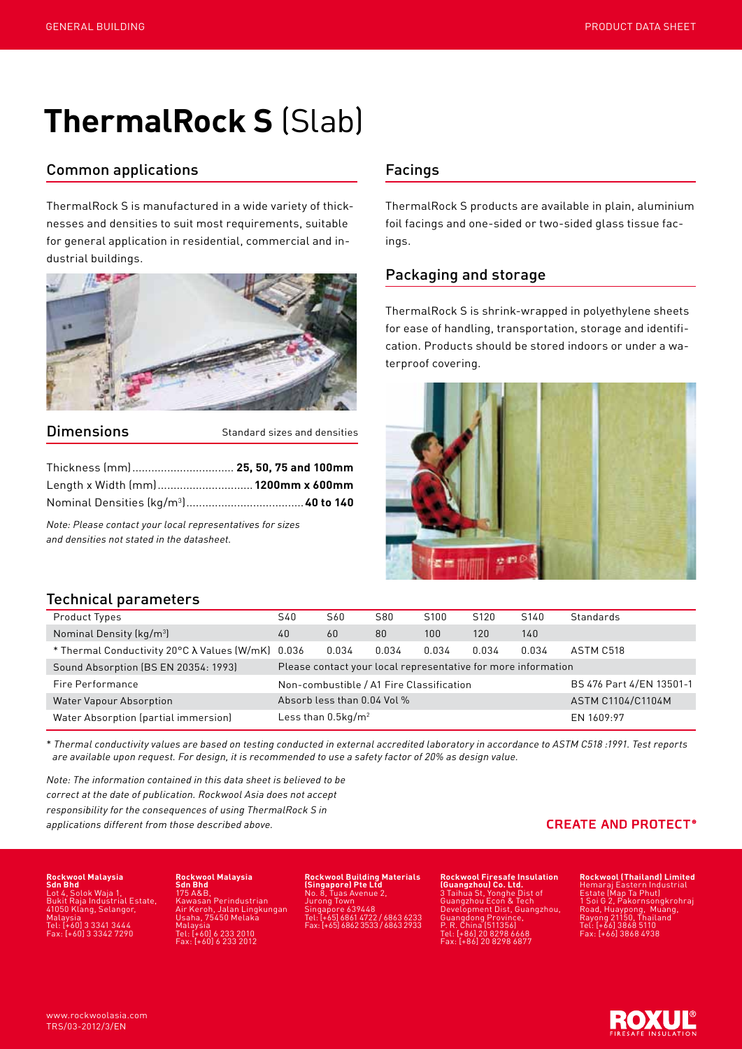# ThermalRock S (Slab)

## Common applications

ThermalRock S is manufactured in a wide variety of thicknesses and densities to suit most requirements, suitable for general application in residential, commercial and industrial buildings.

## Dimensions

Standard sizes and densities

Thickness (mm) ................................ **25, 50, 75 and 100mm**
Length x Width (mm) .............................. **1200mm x 600mm**
Nominal Densities (kg/m$^3$) .................................... **40 to 140**

*Note: Please contact your local representatives for sizes and densities not stated in the datasheet.*

## Facings

ThermalRock S products are available in plain, aluminium foil facings and one-sided or two-sided glass tissue facings.

## Packaging and storage

ThermalRock S is shrink-wrapped in polyethylene sheets for ease of handling, transportation, storage and identification. Products should be stored indoors or under a waterproof covering.

## Technical parameters

| Product Types | S40 | S60 | S80 | S100 | S120 | S140 | Standards |
|---|---|---|---|---|---|---|---|
| Nominal Density (kg/m$^3$) | 40 | 60 | 80 | 100 | 120 | 140 | |
| * Thermal Conductivity 20°C λ Values (W/mK) | 0.036 | 0.034 | 0.034 | 0.034 | 0.034 | 0.034 | ASTM C518 |
| Sound Absorption (BS EN 20354: 1993) | Please contact your local representative for more information | | | | | | |
| Fire Performance | Non-combustible / A1 Fire Classification | | | | | | BS 476 Part 4/EN 13501-1 |
| Water Vapour Absorption | Absorb less than 0.04 Vol % | | | | | | ASTM C1104/C1104M |
| Water Absorption (partial immersion) | Less than 0.5kg/m$^2$ | | | | | | EN 1609:97 |

*\* Thermal conductivity values are based on testing conducted in external accredited laboratory in accordance to ASTM C518 :1991. Test reports are available upon request. For design, it is recommended to use a safety factor of 20% as design value.*

*Note: The information contained in this data sheet is believed to be correct at the date of publication. Rockwool Asia does not accept responsibility for the consequences of using ThermalRock S in applications different from those described above.*

**CREATE AND PROTECT®**

**Rockwool Malaysia Sdn Bhd**
Lot 4, Solok Waja 1,
Bukit Raja Industrial Estate,
41050 Klang, Selangor,
Malaysia
Tel: [+60] 3 3341 3444
Fax: [+60] 3 3342 7290

**Rockwool Malaysia Sdn Bhd**
175 A&B,
Kawasan Perindustrian
Air Keroh, Jalan Lingkungan
Usaha, 75450 Melaka
Malaysia
Tel: [+60] 6 233 2010
Fax: [+60] 6 233 2012

**Rockwool Building Materials (Singapore) Pte Ltd**
No. 8, Tuas Avenue 2,
Jurong Town
Singapore 639448
Tel: [+65] 6861 4722 / 6863 6233
Fax: [+65] 6862 3533 / 6863 2933

**Rockwool Firesafe Insulation (Guangzhou) Co. Ltd.**
3 Taihua St, Yonghe Dist of
Guangzhou Econ & Tech
Development Dist, Guangzhou,
Guangdong Province,
P. R. China (511356)
Tel: [+86] 20 8298 6668
Fax: [+86] 20 8298 6877

**Rockwool (Thailand) Limited**
Hemaraj Eastern Industrial
Estate (Map Ta Phut)
1 Soi G 2, Pakornsongkrohraj
Road, Huaypong, Muang,
Rayong 21150, Thailand
Tel: [+66] 3868 5110
Fax: [+66] 3868 4938

www.rockwoolasia.com
TRS/03-2012/3/EN

ROXUL® FIRESAFE INSULATION